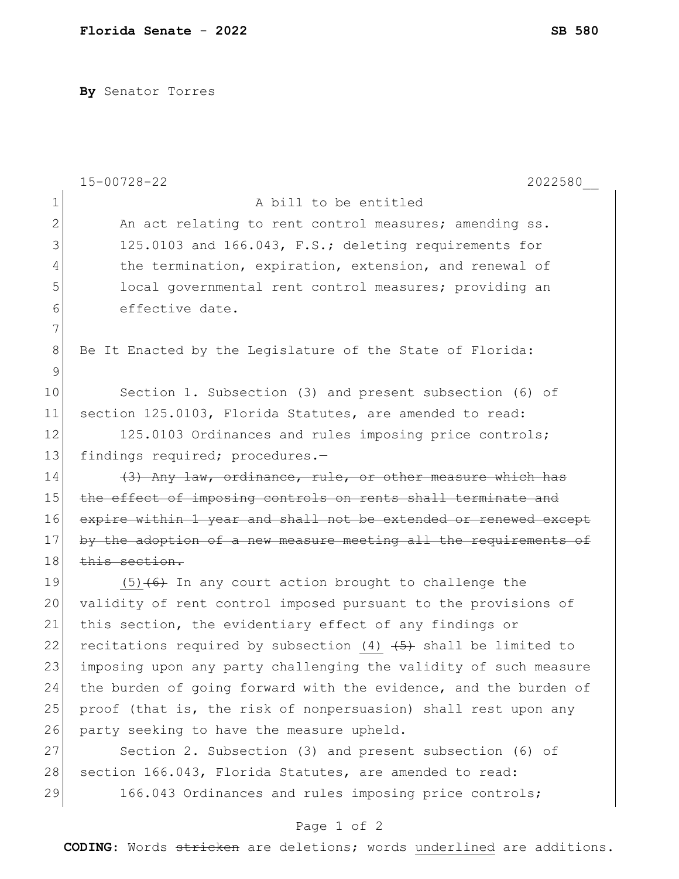**By** Senator Torres

A bill to be entitled

An act relating to rent control measures; amending ss. 125.0103 and 166.043, F.S.; deleting requirements for the termination, expiration, extension, and renewal of local governmental rent control measures; providing an effective date.

Be It Enacted by the Legislature of the State of Florida:

Section 1. Subsection (3) and present subsection (6) of section 125.0103, Florida Statutes, are amended to read:

125.0103 Ordinances and rules imposing price controls; findings required; procedures.—

~~(3) Any law, ordinance, rule, or other measure which has the effect of imposing controls on rents shall terminate and expire within 1 year and shall not be extended or renewed except by the adoption of a new measure meeting all the requirements of this section.~~

<u>(5)</u>~~(6)~~ In any court action brought to challenge the validity of rent control imposed pursuant to the provisions of this section, the evidentiary effect of any findings or recitations required by subsection <u>(4)</u> ~~(5)~~ shall be limited to imposing upon any party challenging the validity of such measure the burden of going forward with the evidence, and the burden of proof (that is, the risk of nonpersuasion) shall rest upon any party seeking to have the measure upheld.

Section 2. Subsection (3) and present subsection (6) of section 166.043, Florida Statutes, are amended to read:

166.043 Ordinances and rules imposing price controls;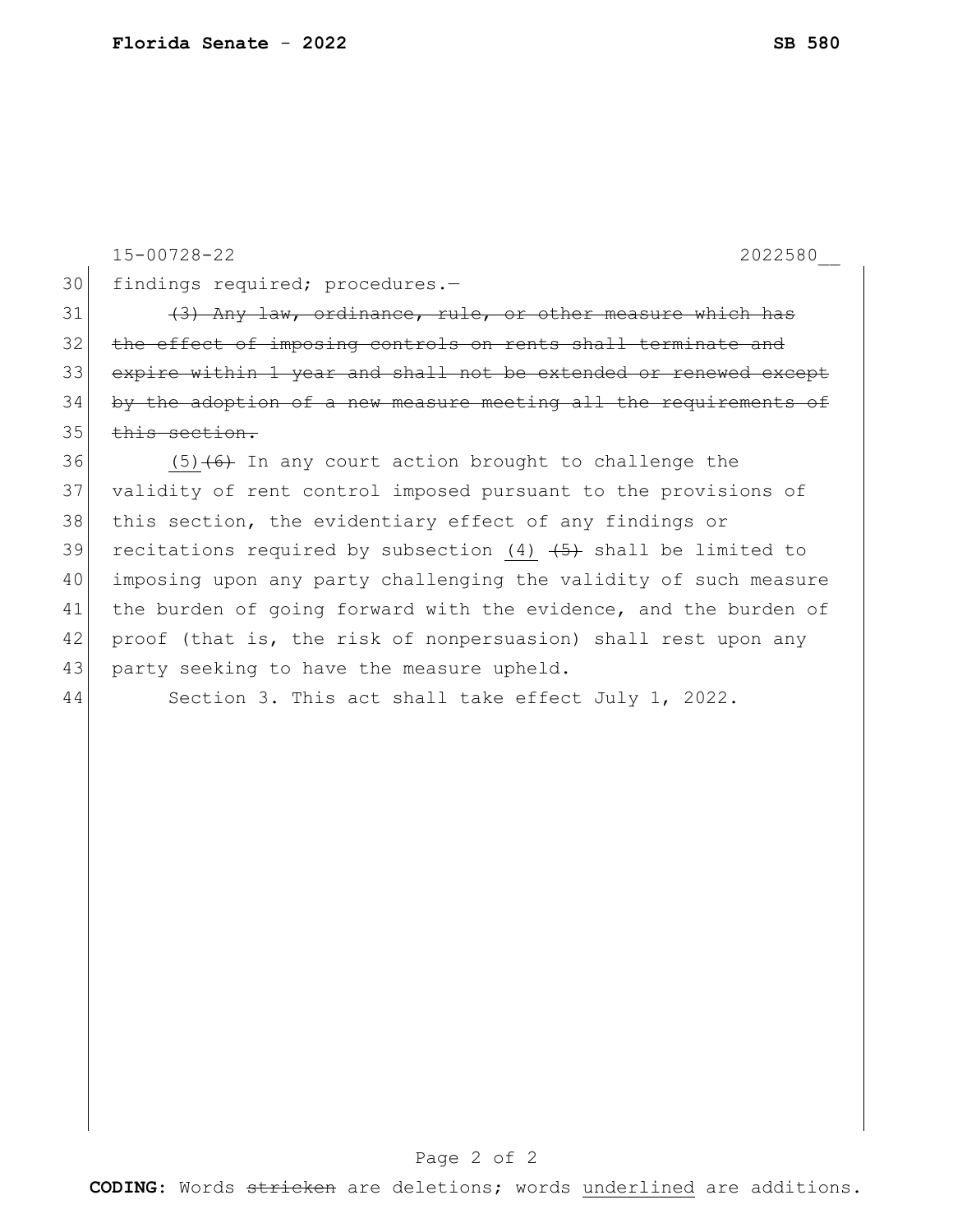findings required; procedures.—

~~(3) Any law, ordinance, rule, or other measure which has the effect of imposing controls on rents shall terminate and expire within 1 year and shall not be extended or renewed except by the adoption of a new measure meeting all the requirements of this section.~~

<u>(5)</u>~~(6)~~ In any court action brought to challenge the validity of rent control imposed pursuant to the provisions of this section, the evidentiary effect of any findings or recitations required by subsection <u>(4)</u> ~~(5)~~ shall be limited to imposing upon any party challenging the validity of such measure the burden of going forward with the evidence, and the burden of proof (that is, the risk of nonpersuasion) shall rest upon any party seeking to have the measure upheld.

Section 3. This act shall take effect July 1, 2022.